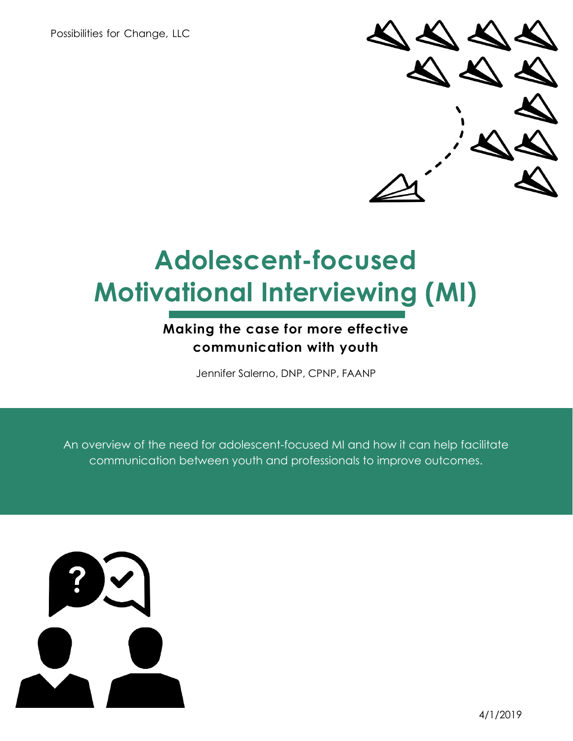Possibilities for Change, LLC

# Adolescent-focused Motivational Interviewing (MI)

**Making the case for more effective communication with youth**

Jennifer Salerno, DNP, CPNP, FAANP

An overview of the need for adolescent-focused MI and how it can help facilitate communication between youth and professionals to improve outcomes.

4/1/2019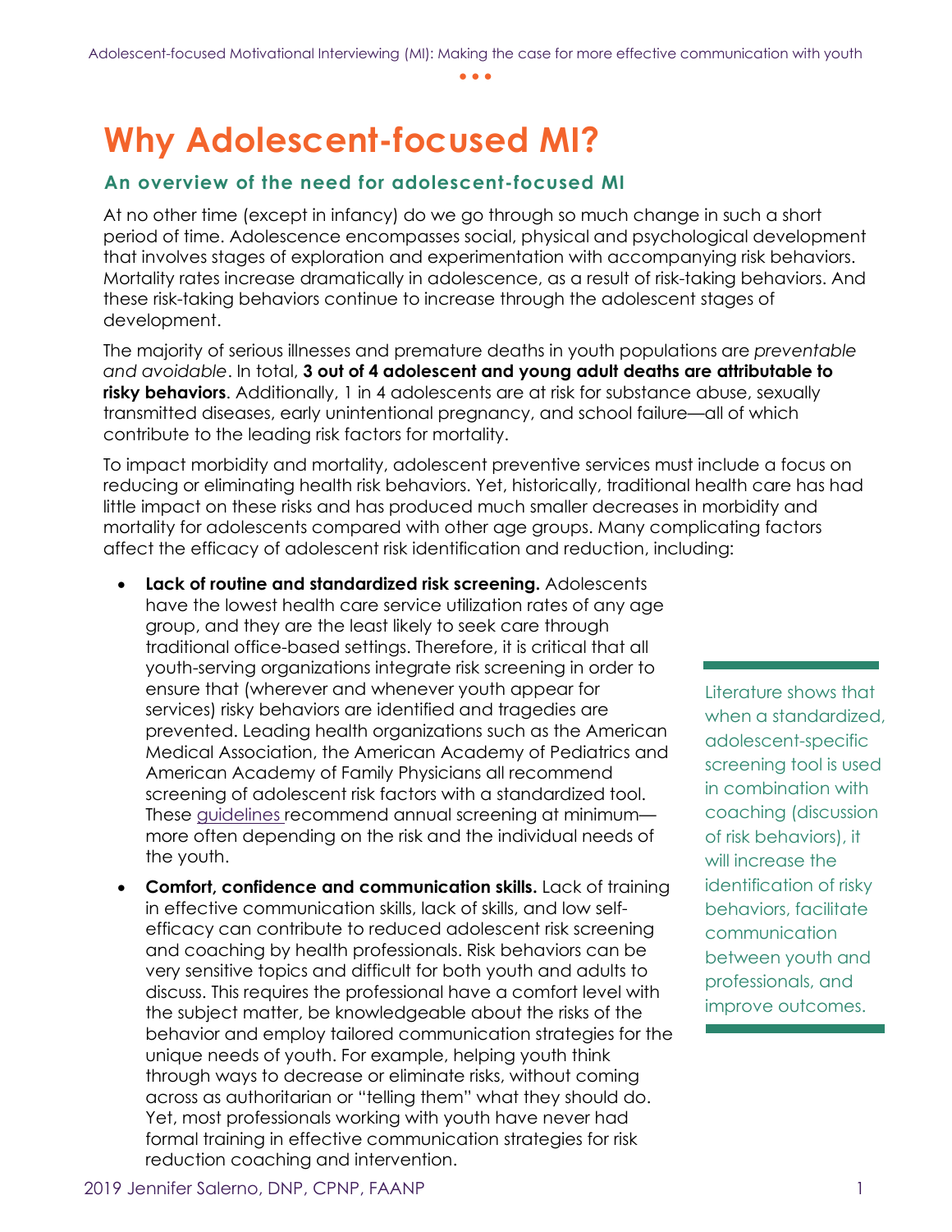# Why Adolescent-focused MI?

### An overview of the need for adolescent-focused MI

At no other time (except in infancy) do we go through so much change in such a short period of time. Adolescence encompasses social, physical and psychological development that involves stages of exploration and experimentation with accompanying risk behaviors. Mortality rates increase dramatically in adolescence, as a result of risk-taking behaviors. And these risk-taking behaviors continue to increase through the adolescent stages of development.

The majority of serious illnesses and premature deaths in youth populations are *preventable and avoidable*. In total, **3 out of 4 adolescent and young adult deaths are attributable to risky behaviors**. Additionally, 1 in 4 adolescents are at risk for substance abuse, sexually transmitted diseases, early unintentional pregnancy, and school failure—all of which contribute to the leading risk factors for mortality.

To impact morbidity and mortality, adolescent preventive services must include a focus on reducing or eliminating health risk behaviors. Yet, historically, traditional health care has had little impact on these risks and has produced much smaller decreases in morbidity and mortality for adolescents compared with other age groups. Many complicating factors affect the efficacy of adolescent risk identification and reduction, including:

- **Lack of routine and standardized risk screening.** Adolescents have the lowest health care service utilization rates of any age group, and they are the least likely to seek care through traditional office-based settings. Therefore, it is critical that all youth-serving organizations integrate risk screening in order to ensure that (wherever and whenever youth appear for services) risky behaviors are identified and tragedies are prevented. Leading health organizations such as the American Medical Association, the American Academy of Pediatrics and American Academy of Family Physicians all recommend screening of adolescent risk factors with a standardized tool. These guidelines recommend annual screening at minimum—more often depending on the risk and the individual needs of the youth.
- **Comfort, confidence and communication skills.** Lack of training in effective communication skills, lack of skills, and low self-efficacy can contribute to reduced adolescent risk screening and coaching by health professionals. Risk behaviors can be very sensitive topics and difficult for both youth and adults to discuss. This requires the professional have a comfort level with the subject matter, be knowledgeable about the risks of the behavior and employ tailored communication strategies for the unique needs of youth. For example, helping youth think through ways to decrease or eliminate risks, without coming across as authoritarian or "telling them" what they should do. Yet, most professionals working with youth have never had formal training in effective communication strategies for risk reduction coaching and intervention.

> Literature shows that when a standardized, adolescent-specific screening tool is used in combination with coaching (discussion of risk behaviors), it will increase the identification of risky behaviors, facilitate communication between youth and professionals, and improve outcomes.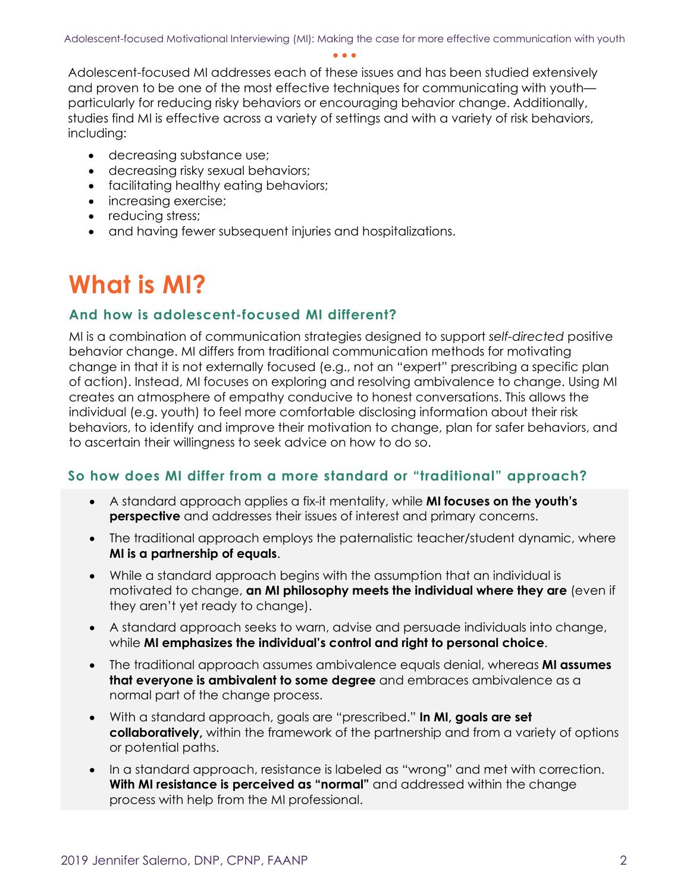Adolescent-focused MI addresses each of these issues and has been studied extensively and proven to be one of the most effective techniques for communicating with youth—particularly for reducing risky behaviors or encouraging behavior change. Additionally, studies find MI is effective across a variety of settings and with a variety of risk behaviors, including:

- decreasing substance use;
- decreasing risky sexual behaviors;
- facilitating healthy eating behaviors;
- increasing exercise;
- reducing stress;
- and having fewer subsequent injuries and hospitalizations.

# What is MI?

### And how is adolescent-focused MI different?

MI is a combination of communication strategies designed to support *self-directed* positive behavior change. MI differs from traditional communication methods for motivating change in that it is not externally focused (e.g., not an "expert" prescribing a specific plan of action). Instead, MI focuses on exploring and resolving ambivalence to change. Using MI creates an atmosphere of empathy conducive to honest conversations. This allows the individual (e.g. youth) to feel more comfortable disclosing information about their risk behaviors, to identify and improve their motivation to change, plan for safer behaviors, and to ascertain their willingness to seek advice on how to do so.

### So how does MI differ from a more standard or "traditional" approach?

- A standard approach applies a fix-it mentality, while **MI focuses on the youth's perspective** and addresses their issues of interest and primary concerns.
- The traditional approach employs the paternalistic teacher/student dynamic, where **MI is a partnership of equals**.
- While a standard approach begins with the assumption that an individual is motivated to change, **an MI philosophy meets the individual where they are** (even if they aren't yet ready to change).
- A standard approach seeks to warn, advise and persuade individuals into change, while **MI emphasizes the individual's control and right to personal choice**.
- The traditional approach assumes ambivalence equals denial, whereas **MI assumes that everyone is ambivalent to some degree** and embraces ambivalence as a normal part of the change process.
- With a standard approach, goals are "prescribed." **In MI, goals are set collaboratively,** within the framework of the partnership and from a variety of options or potential paths.
- In a standard approach, resistance is labeled as "wrong" and met with correction. **With MI resistance is perceived as "normal"** and addressed within the change process with help from the MI professional.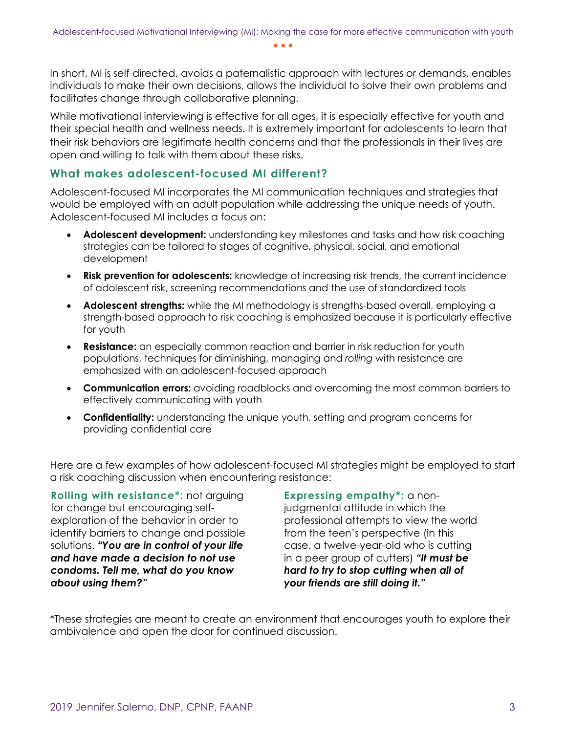In short, MI is self-directed, avoids a paternalistic approach with lectures or demands, enables individuals to make their own decisions, allows the individual to solve their own problems and facilitates change through collaborative planning.

While motivational interviewing is effective for all ages, it is especially effective for youth and their special health and wellness needs. It is extremely important for adolescents to learn that their risk behaviors are legitimate health concerns and that the professionals in their lives are open and willing to talk with them about these risks.

## What makes adolescent-focused MI different?

Adolescent-focused MI incorporates the MI communication techniques and strategies that would be employed with an adult population while addressing the unique needs of youth. Adolescent-focused MI includes a focus on:

- **Adolescent development:** understanding key milestones and tasks and how risk coaching strategies can be tailored to stages of cognitive, physical, social, and emotional development
- **Risk prevention for adolescents:** knowledge of increasing risk trends, the current incidence of adolescent risk, screening recommendations and the use of standardized tools
- **Adolescent strengths:** while the MI methodology is strengths-based overall, employing a strength-based approach to risk coaching is emphasized because it is particularly effective for youth
- **Resistance:** an especially common reaction and barrier in risk reduction for youth populations, techniques for diminishing, managing and *rolling* with resistance are emphasized with an adolescent-focused approach
- **Communication errors:** avoiding roadblocks and overcoming the most common barriers to effectively communicating with youth
- **Confidentiality:** understanding the unique youth, setting and program concerns for providing confidential care

Here are a few examples of how adolescent-focused MI strategies might be employed to start a risk coaching discussion when encountering resistance:

**Rolling with resistance*:** not arguing for change but encouraging self-exploration of the behavior in order to identify barriers to change and possible solutions. ***"You are in control of your life and have made a decision to not use condoms. Tell me, what do you know about using them?"***

**Expressing empathy*:** a non-judgmental attitude in which the professional attempts to view the world from the teen's perspective (in this case, a twelve-year-old who is cutting in a peer group of cutters) ***"It must be hard to try to stop cutting when all of your friends are still doing it."***

*These strategies are meant to create an environment that encourages youth to explore their ambivalence and open the door for continued discussion.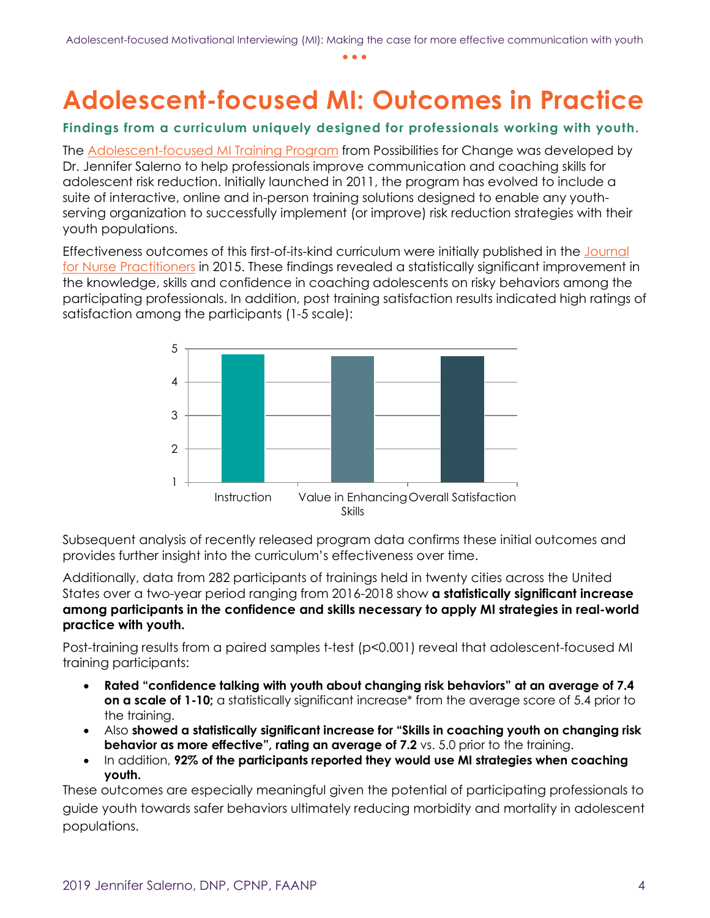# Adolescent-focused MI: Outcomes in Practice

### Findings from a curriculum uniquely designed for professionals working with youth.

The Adolescent-focused MI Training Program from Possibilities for Change was developed by Dr. Jennifer Salerno to help professionals improve communication and coaching skills for adolescent risk reduction. Initially launched in 2011, the program has evolved to include a suite of interactive, online and in-person training solutions designed to enable any youth-serving organization to successfully implement (or improve) risk reduction strategies with their youth populations.

Effectiveness outcomes of this first-of-its-kind curriculum were initially published in the Journal for Nurse Practitioners in 2015. These findings revealed a statistically significant improvement in the knowledge, skills and confidence in coaching adolescents on risky behaviors among the participating professionals. In addition, post training satisfaction results indicated high ratings of satisfaction among the participants (1-5 scale):

Subsequent analysis of recently released program data confirms these initial outcomes and provides further insight into the curriculum's effectiveness over time.

Additionally, data from 282 participants of trainings held in twenty cities across the United States over a two-year period ranging from 2016-2018 show **a statistically significant increase among participants in the confidence and skills necessary to apply MI strategies in real-world practice with youth.**

Post-training results from a paired samples t-test ($p<0.001$) reveal that adolescent-focused MI training participants:

- **Rated "confidence talking with youth about changing risk behaviors" at an average of 7.4 on a scale of 1-10;** a statistically significant increase* from the average score of 5.4 prior to the training.
- Also **showed a statistically significant increase for "Skills in coaching youth on changing risk behavior as more effective", rating an average of 7.2** vs. 5.0 prior to the training.
- In addition, **92% of the participants reported they would use MI strategies when coaching youth.**

These outcomes are especially meaningful given the potential of participating professionals to guide youth towards safer behaviors ultimately reducing morbidity and mortality in adolescent populations.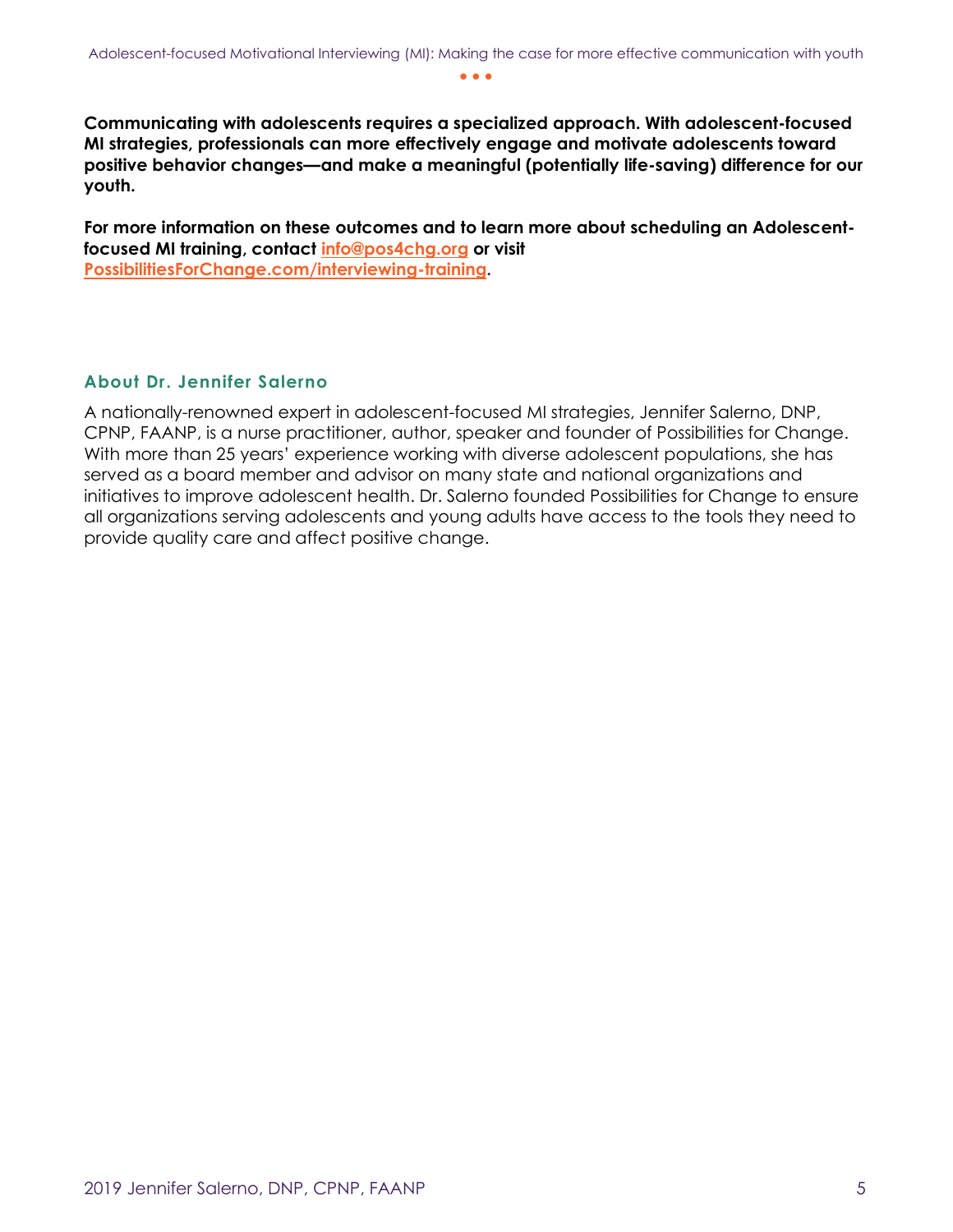**Communicating with adolescents requires a specialized approach. With adolescent-focused MI strategies, professionals can more effectively engage and motivate adolescents toward positive behavior changes—and make a meaningful (potentially life-saving) difference for our youth.**

**For more information on these outcomes and to learn more about scheduling an Adolescent-focused MI training, contact [info@pos4chg.org](mailto:info@pos4chg.org) or visit [PossibilitiesForChange.com/interviewing-training](https://PossibilitiesForChange.com/interviewing-training).**

## About Dr. Jennifer Salerno

A nationally-renowned expert in adolescent-focused MI strategies, Jennifer Salerno, DNP, CPNP, FAANP, is a nurse practitioner, author, speaker and founder of Possibilities for Change. With more than 25 years' experience working with diverse adolescent populations, she has served as a board member and advisor on many state and national organizations and initiatives to improve adolescent health. Dr. Salerno founded Possibilities for Change to ensure all organizations serving adolescents and young adults have access to the tools they need to provide quality care and affect positive change.

2019 Jennifer Salerno, DNP, CPNP, FAANP